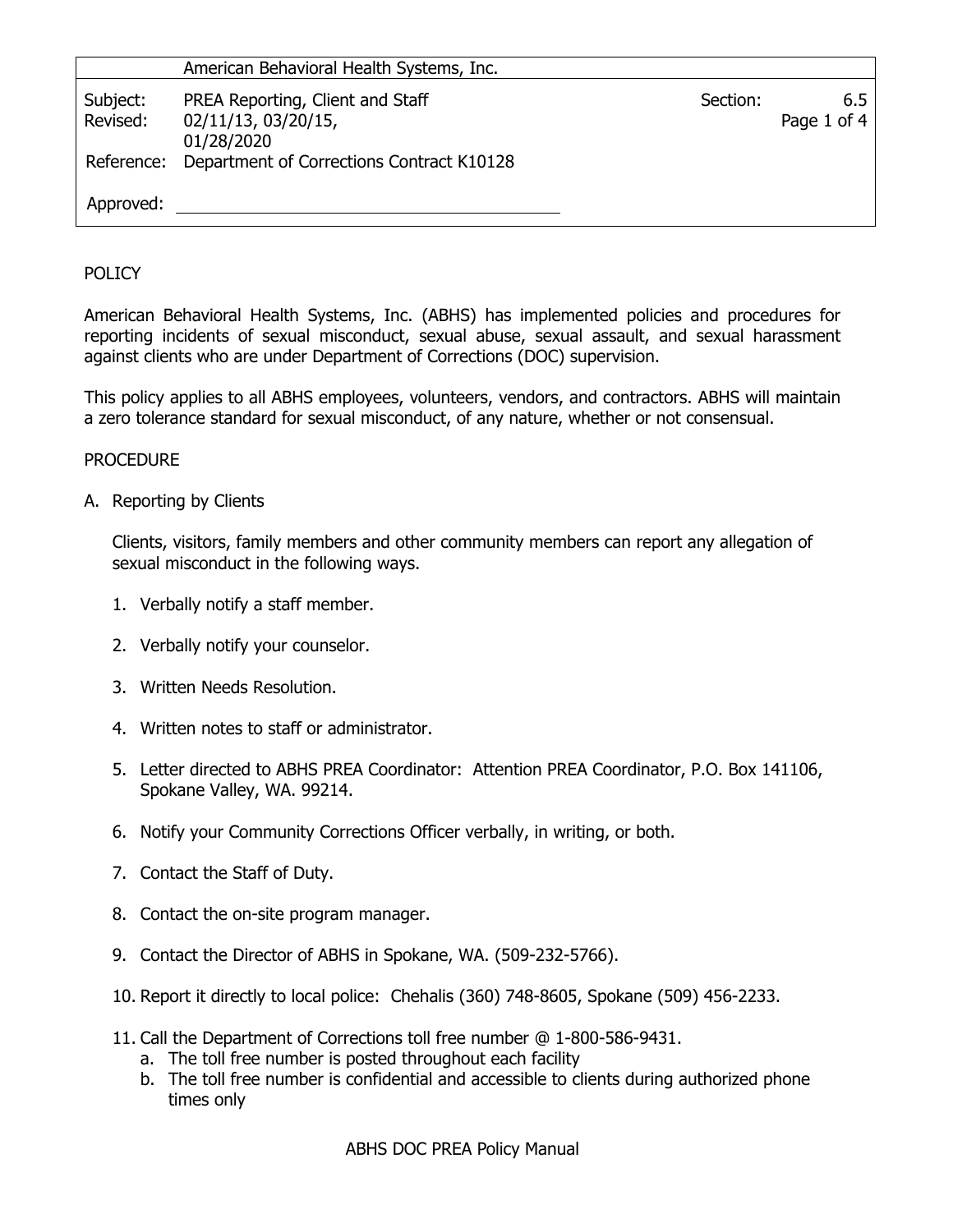| | American Behavioral Health Systems, Inc. | | |
|---|---|---|---|
| Subject: | PREA Reporting, Client and Staff | Section: | 6.5 |
| Revised: | 02/11/13, 03/20/15, 01/28/2020 | | |
| Reference: | Department of Corrections Contract K10128 | | |
| Approved: | | | |

POLICY

American Behavioral Health Systems, Inc. (ABHS) has implemented policies and procedures for reporting incidents of sexual misconduct, sexual abuse, sexual assault, and sexual harassment against clients who are under Department of Corrections (DOC) supervision.

This policy applies to all ABHS employees, volunteers, vendors, and contractors. ABHS will maintain a zero tolerance standard for sexual misconduct, of any nature, whether or not consensual.

PROCEDURE

A. Reporting by Clients

Clients, visitors, family members and other community members can report any allegation of sexual misconduct in the following ways.

1. Verbally notify a staff member.

2. Verbally notify your counselor.

3. Written Needs Resolution.

4. Written notes to staff or administrator.

5. Letter directed to ABHS PREA Coordinator: Attention PREA Coordinator, P.O. Box 141106, Spokane Valley, WA. 99214.

6. Notify your Community Corrections Officer verbally, in writing, or both.

7. Contact the Staff of Duty.

8. Contact the on-site program manager.

9. Contact the Director of ABHS in Spokane, WA. (509-232-5766).

10. Report it directly to local police: Chehalis (360) 748-8605, Spokane (509) 456-2233.

11. Call the Department of Corrections toll free number @ 1-800-586-9431.
    a. The toll free number is posted throughout each facility
    b. The toll free number is confidential and accessible to clients during authorized phone times only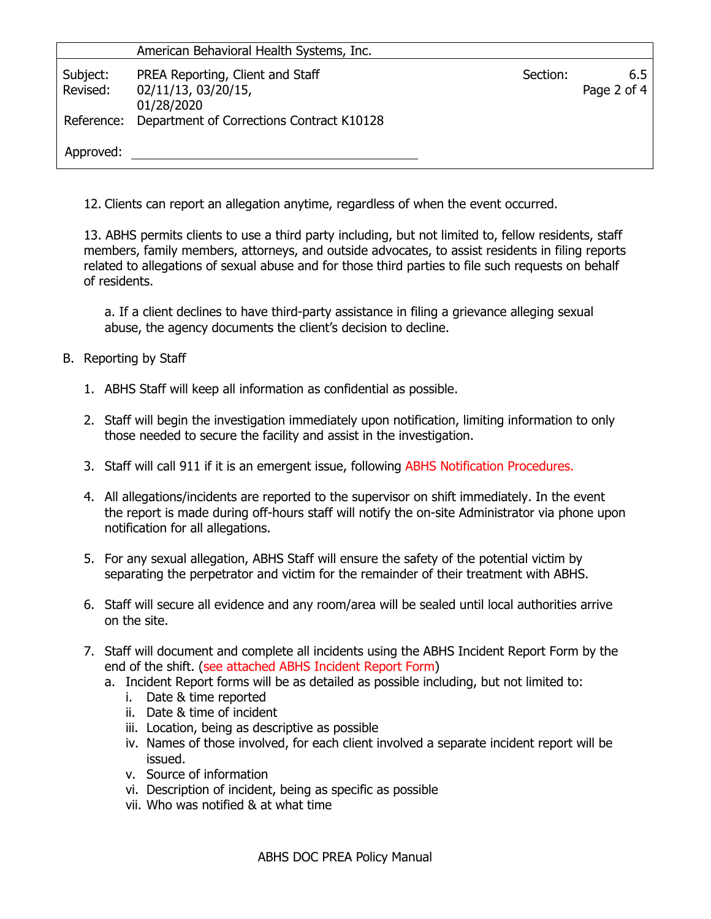12. Clients can report an allegation anytime, regardless of when the event occurred.

13. ABHS permits clients to use a third party including, but not limited to, fellow residents, staff members, family members, attorneys, and outside advocates, to assist residents in filing reports related to allegations of sexual abuse and for those third parties to file such requests on behalf of residents.

   a. If a client declines to have third-party assistance in filing a grievance alleging sexual abuse, the agency documents the client's decision to decline.

B. Reporting by Staff

1. ABHS Staff will keep all information as confidential as possible.

2. Staff will begin the investigation immediately upon notification, limiting information to only those needed to secure the facility and assist in the investigation.

3. Staff will call 911 if it is an emergent issue, following ABHS Notification Procedures.

4. All allegations/incidents are reported to the supervisor on shift immediately. In the event the report is made during off-hours staff will notify the on-site Administrator via phone upon notification for all allegations.

5. For any sexual allegation, ABHS Staff will ensure the safety of the potential victim by separating the perpetrator and victim for the remainder of their treatment with ABHS.

6. Staff will secure all evidence and any room/area will be sealed until local authorities arrive on the site.

7. Staff will document and complete all incidents using the ABHS Incident Report Form by the end of the shift. (see attached ABHS Incident Report Form)
   a. Incident Report forms will be as detailed as possible including, but not limited to:
      i. Date & time reported
      ii. Date & time of incident
      iii. Location, being as descriptive as possible
      iv. Names of those involved, for each client involved a separate incident report will be issued.
      v. Source of information
      vi. Description of incident, being as specific as possible
      vii. Who was notified & at what time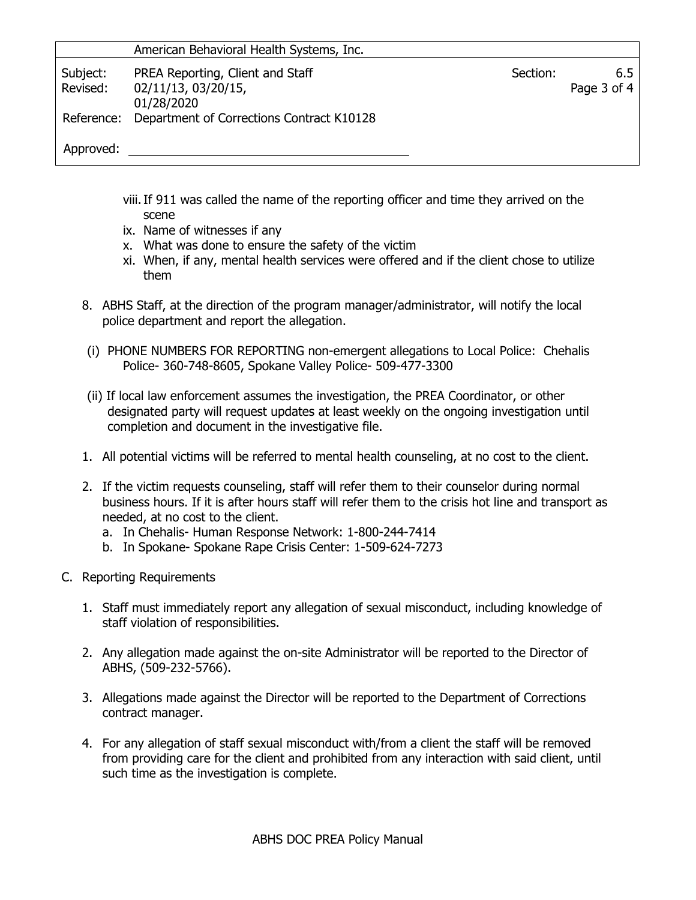viii. If 911 was called the name of the reporting officer and time they arrived on the scene

ix. Name of witnesses if any

x. What was done to ensure the safety of the victim

xi. When, if any, mental health services were offered and if the client chose to utilize them

8. ABHS Staff, at the direction of the program manager/administrator, will notify the local police department and report the allegation.

(i) PHONE NUMBERS FOR REPORTING non-emergent allegations to Local Police: Chehalis Police- 360-748-8605, Spokane Valley Police- 509-477-3300

(ii) If local law enforcement assumes the investigation, the PREA Coordinator, or other designated party will request updates at least weekly on the ongoing investigation until completion and document in the investigative file.

1. All potential victims will be referred to mental health counseling, at no cost to the client.

2. If the victim requests counseling, staff will refer them to their counselor during normal business hours. If it is after hours staff will refer them to the crisis hot line and transport as needed, at no cost to the client.
   a. In Chehalis- Human Response Network: 1-800-244-7414
   b. In Spokane- Spokane Rape Crisis Center: 1-509-624-7273

C. Reporting Requirements

1. Staff must immediately report any allegation of sexual misconduct, including knowledge of staff violation of responsibilities.

2. Any allegation made against the on-site Administrator will be reported to the Director of ABHS, (509-232-5766).

3. Allegations made against the Director will be reported to the Department of Corrections contract manager.

4. For any allegation of staff sexual misconduct with/from a client the staff will be removed from providing care for the client and prohibited from any interaction with said client, until such time as the investigation is complete.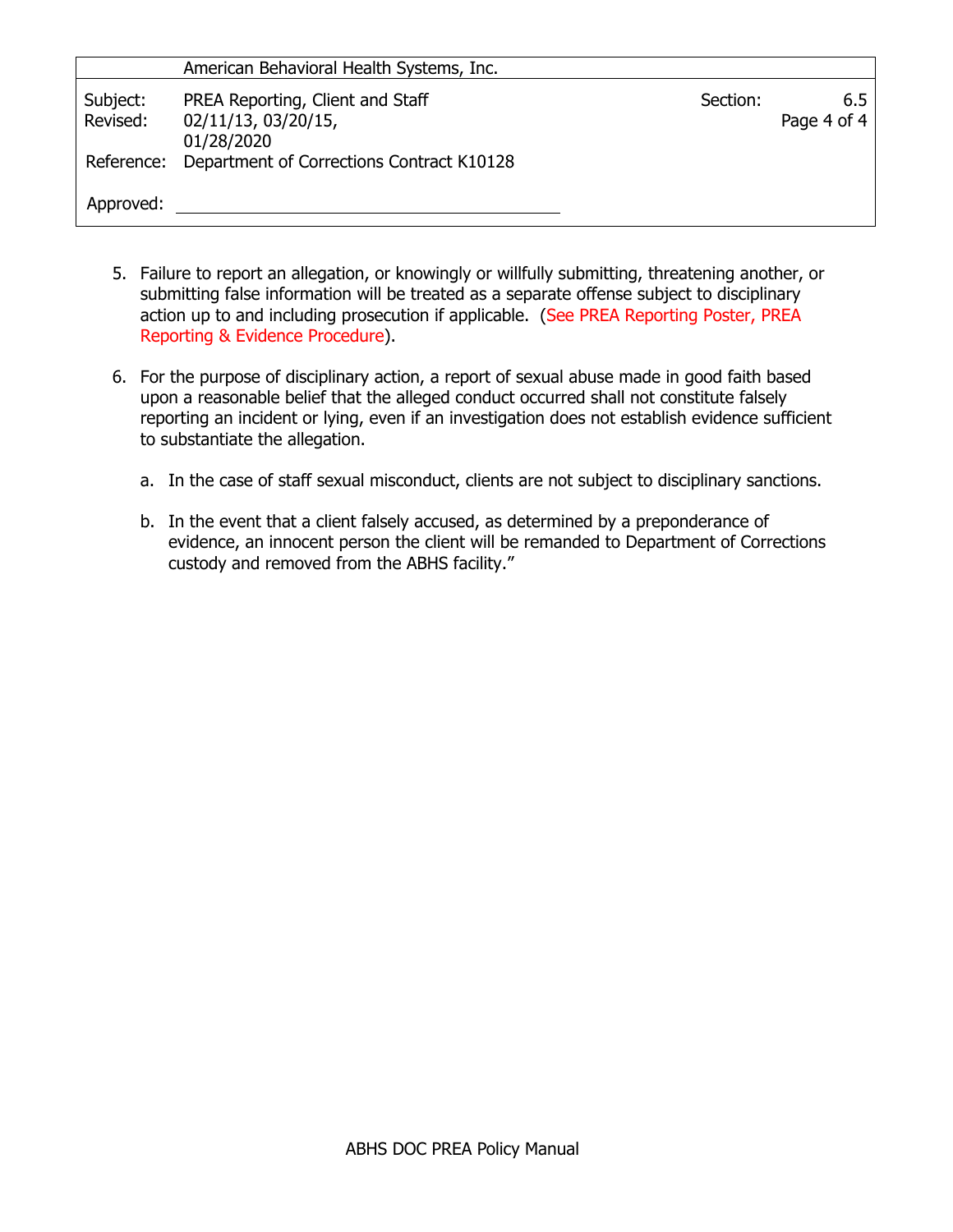5. Failure to report an allegation, or knowingly or willfully submitting, threatening another, or submitting false information will be treated as a separate offense subject to disciplinary action up to and including prosecution if applicable. (See PREA Reporting Poster, PREA Reporting & Evidence Procedure).

6. For the purpose of disciplinary action, a report of sexual abuse made in good faith based upon a reasonable belief that the alleged conduct occurred shall not constitute falsely reporting an incident or lying, even if an investigation does not establish evidence sufficient to substantiate the allegation.

   a. In the case of staff sexual misconduct, clients are not subject to disciplinary sanctions.

   b. In the event that a client falsely accused, as determined by a preponderance of evidence, an innocent person the client will be remanded to Department of Corrections custody and removed from the ABHS facility."